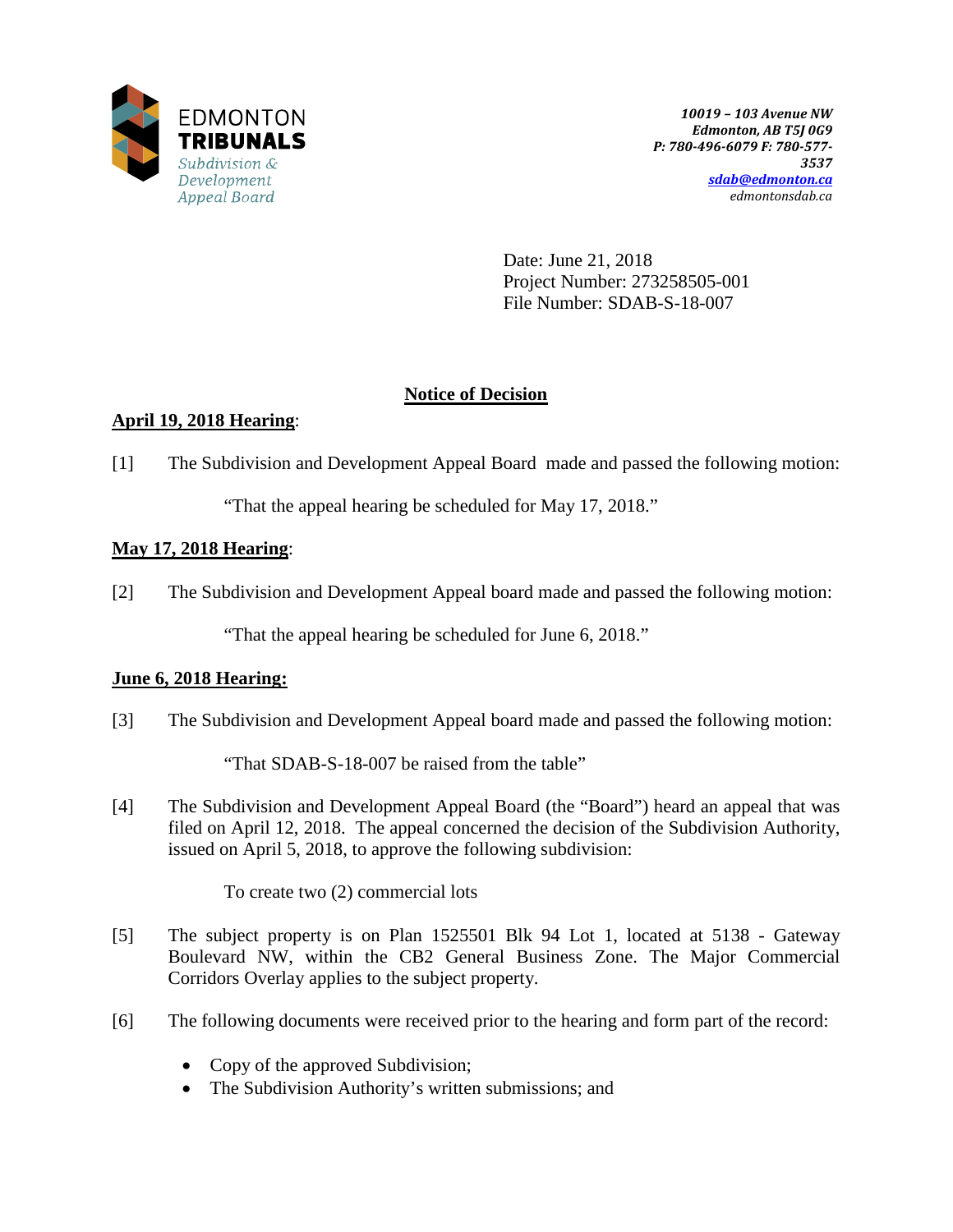EDMONTON
**TRIBUNALS**
*Subdivision & Development Appeal Board*

***10019 – 103 Avenue NW***
***Edmonton, AB T5J 0G9***
***P: 780-496-6079 F: 780-577-3537***
***sdab@edmonton.ca***
*edmontonsdab.ca*

Date: June 21, 2018
Project Number: 273258505-001
File Number: SDAB-S-18-007

## Notice of Decision

**April 19, 2018 Hearing**:

[1] The Subdivision and Development Appeal Board made and passed the following motion:

"That the appeal hearing be scheduled for May 17, 2018."

**May 17, 2018 Hearing**:

[2] The Subdivision and Development Appeal board made and passed the following motion:

"That the appeal hearing be scheduled for June 6, 2018."

**June 6, 2018 Hearing:**

[3] The Subdivision and Development Appeal board made and passed the following motion:

"That SDAB-S-18-007 be raised from the table"

[4] The Subdivision and Development Appeal Board (the "Board") heard an appeal that was filed on April 12, 2018. The appeal concerned the decision of the Subdivision Authority, issued on April 5, 2018, to approve the following subdivision:

To create two (2) commercial lots

[5] The subject property is on Plan 1525501 Blk 94 Lot 1, located at 5138 - Gateway Boulevard NW, within the CB2 General Business Zone. The Major Commercial Corridors Overlay applies to the subject property.

[6] The following documents were received prior to the hearing and form part of the record:

- Copy of the approved Subdivision;
- The Subdivision Authority's written submissions; and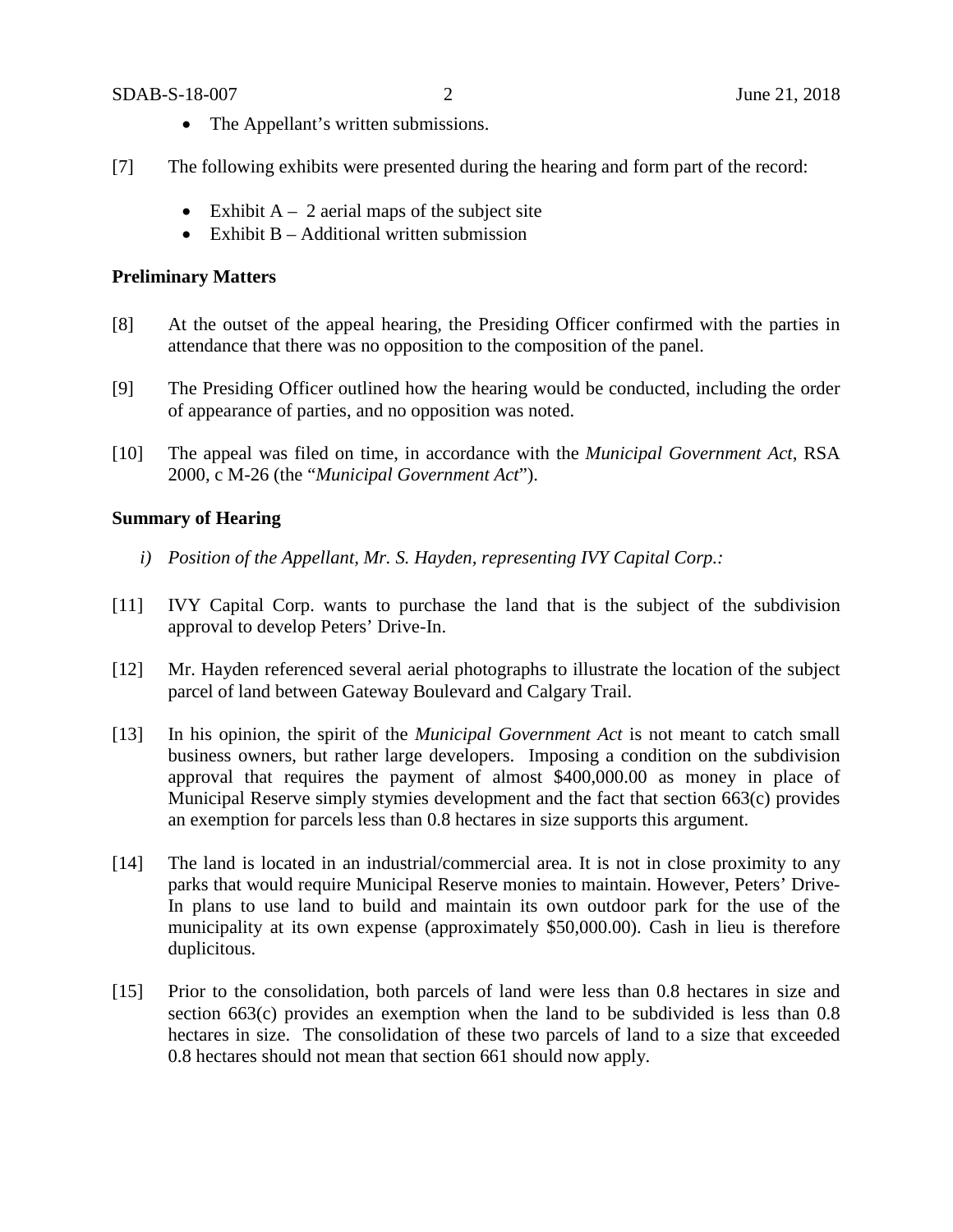- The Appellant's written submissions.

[7] The following exhibits were presented during the hearing and form part of the record:

- Exhibit A – 2 aerial maps of the subject site
- Exhibit B – Additional written submission

**Preliminary Matters**

[8] At the outset of the appeal hearing, the Presiding Officer confirmed with the parties in attendance that there was no opposition to the composition of the panel.

[9] The Presiding Officer outlined how the hearing would be conducted, including the order of appearance of parties, and no opposition was noted.

[10] The appeal was filed on time, in accordance with the *Municipal Government Act*, RSA 2000, c M-26 (the "*Municipal Government Act*").

**Summary of Hearing**

*i) Position of the Appellant, Mr. S. Hayden, representing IVY Capital Corp.:*

[11] IVY Capital Corp. wants to purchase the land that is the subject of the subdivision approval to develop Peters' Drive-In.

[12] Mr. Hayden referenced several aerial photographs to illustrate the location of the subject parcel of land between Gateway Boulevard and Calgary Trail.

[13] In his opinion, the spirit of the *Municipal Government Act* is not meant to catch small business owners, but rather large developers. Imposing a condition on the subdivision approval that requires the payment of almost $400,000.00 as money in place of Municipal Reserve simply stymies development and the fact that section 663(c) provides an exemption for parcels less than 0.8 hectares in size supports this argument.

[14] The land is located in an industrial/commercial area. It is not in close proximity to any parks that would require Municipal Reserve monies to maintain. However, Peters' Drive-In plans to use land to build and maintain its own outdoor park for the use of the municipality at its own expense (approximately $50,000.00). Cash in lieu is therefore duplicitous.

[15] Prior to the consolidation, both parcels of land were less than 0.8 hectares in size and section 663(c) provides an exemption when the land to be subdivided is less than 0.8 hectares in size. The consolidation of these two parcels of land to a size that exceeded 0.8 hectares should not mean that section 661 should now apply.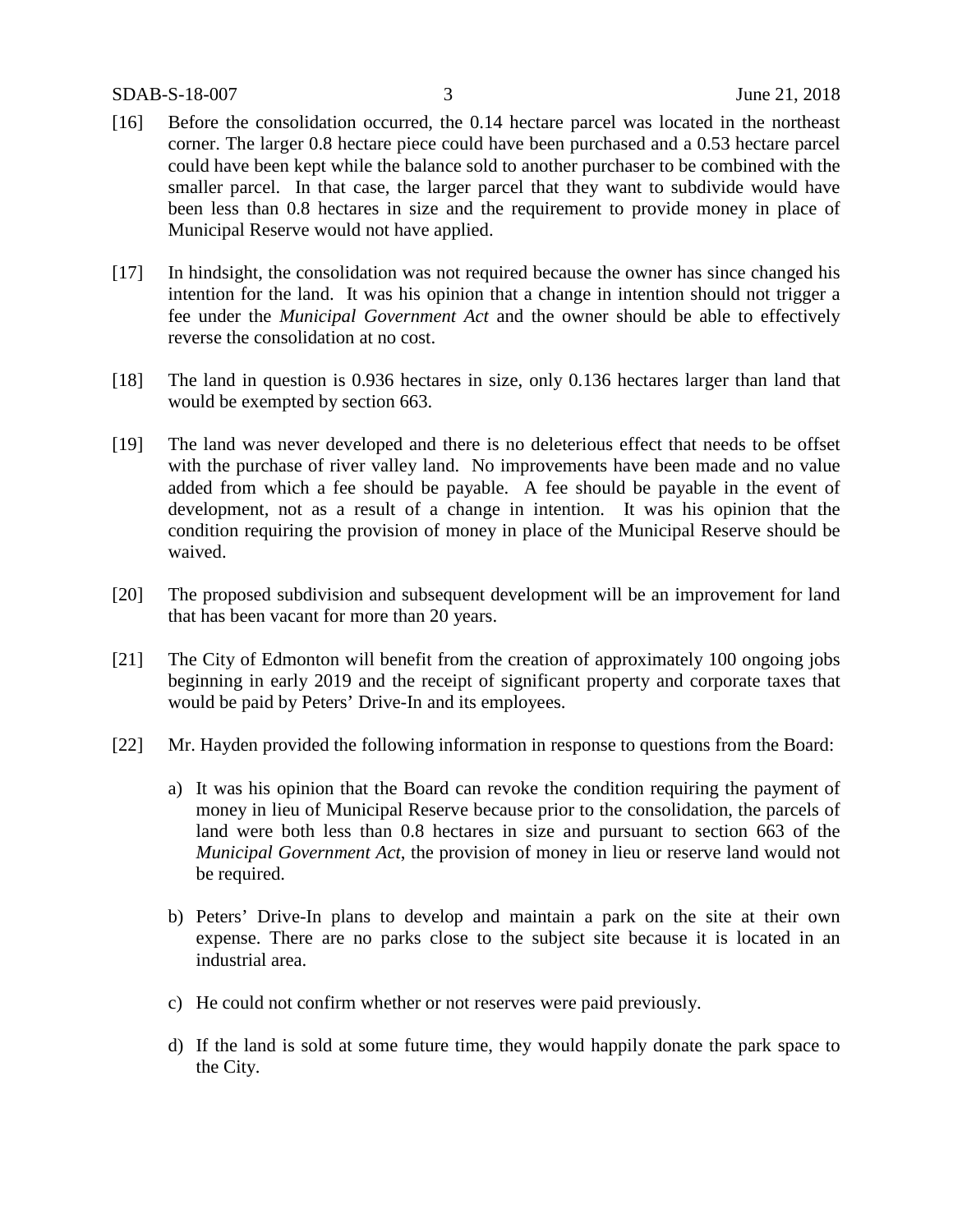[16] Before the consolidation occurred, the 0.14 hectare parcel was located in the northeast corner. The larger 0.8 hectare piece could have been purchased and a 0.53 hectare parcel could have been kept while the balance sold to another purchaser to be combined with the smaller parcel. In that case, the larger parcel that they want to subdivide would have been less than 0.8 hectares in size and the requirement to provide money in place of Municipal Reserve would not have applied.

[17] In hindsight, the consolidation was not required because the owner has since changed his intention for the land. It was his opinion that a change in intention should not trigger a fee under the *Municipal Government Act* and the owner should be able to effectively reverse the consolidation at no cost.

[18] The land in question is 0.936 hectares in size, only 0.136 hectares larger than land that would be exempted by section 663.

[19] The land was never developed and there is no deleterious effect that needs to be offset with the purchase of river valley land. No improvements have been made and no value added from which a fee should be payable. A fee should be payable in the event of development, not as a result of a change in intention. It was his opinion that the condition requiring the provision of money in place of the Municipal Reserve should be waived.

[20] The proposed subdivision and subsequent development will be an improvement for land that has been vacant for more than 20 years.

[21] The City of Edmonton will benefit from the creation of approximately 100 ongoing jobs beginning in early 2019 and the receipt of significant property and corporate taxes that would be paid by Peters' Drive-In and its employees.

[22] Mr. Hayden provided the following information in response to questions from the Board:

a) It was his opinion that the Board can revoke the condition requiring the payment of money in lieu of Municipal Reserve because prior to the consolidation, the parcels of land were both less than 0.8 hectares in size and pursuant to section 663 of the *Municipal Government Act*, the provision of money in lieu or reserve land would not be required.

b) Peters' Drive-In plans to develop and maintain a park on the site at their own expense. There are no parks close to the subject site because it is located in an industrial area.

c) He could not confirm whether or not reserves were paid previously.

d) If the land is sold at some future time, they would happily donate the park space to the City.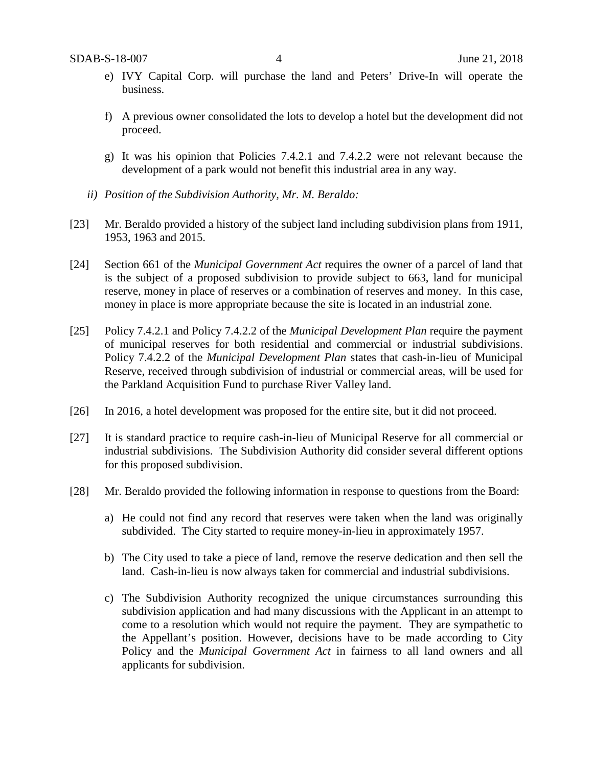e) IVY Capital Corp. will purchase the land and Peters' Drive-In will operate the business.

f) A previous owner consolidated the lots to develop a hotel but the development did not proceed.

g) It was his opinion that Policies 7.4.2.1 and 7.4.2.2 were not relevant because the development of a park would not benefit this industrial area in any way.

*ii) Position of the Subdivision Authority, Mr. M. Beraldo:*

[23] Mr. Beraldo provided a history of the subject land including subdivision plans from 1911, 1953, 1963 and 2015.

[24] Section 661 of the *Municipal Government Act* requires the owner of a parcel of land that is the subject of a proposed subdivision to provide subject to 663, land for municipal reserve, money in place of reserves or a combination of reserves and money. In this case, money in place is more appropriate because the site is located in an industrial zone.

[25] Policy 7.4.2.1 and Policy 7.4.2.2 of the *Municipal Development Plan* require the payment of municipal reserves for both residential and commercial or industrial subdivisions. Policy 7.4.2.2 of the *Municipal Development Plan* states that cash-in-lieu of Municipal Reserve, received through subdivision of industrial or commercial areas, will be used for the Parkland Acquisition Fund to purchase River Valley land.

[26] In 2016, a hotel development was proposed for the entire site, but it did not proceed.

[27] It is standard practice to require cash-in-lieu of Municipal Reserve for all commercial or industrial subdivisions. The Subdivision Authority did consider several different options for this proposed subdivision.

[28] Mr. Beraldo provided the following information in response to questions from the Board:

a) He could not find any record that reserves were taken when the land was originally subdivided. The City started to require money-in-lieu in approximately 1957.

b) The City used to take a piece of land, remove the reserve dedication and then sell the land. Cash-in-lieu is now always taken for commercial and industrial subdivisions.

c) The Subdivision Authority recognized the unique circumstances surrounding this subdivision application and had many discussions with the Applicant in an attempt to come to a resolution which would not require the payment. They are sympathetic to the Appellant's position. However, decisions have to be made according to City Policy and the *Municipal Government Act* in fairness to all land owners and all applicants for subdivision.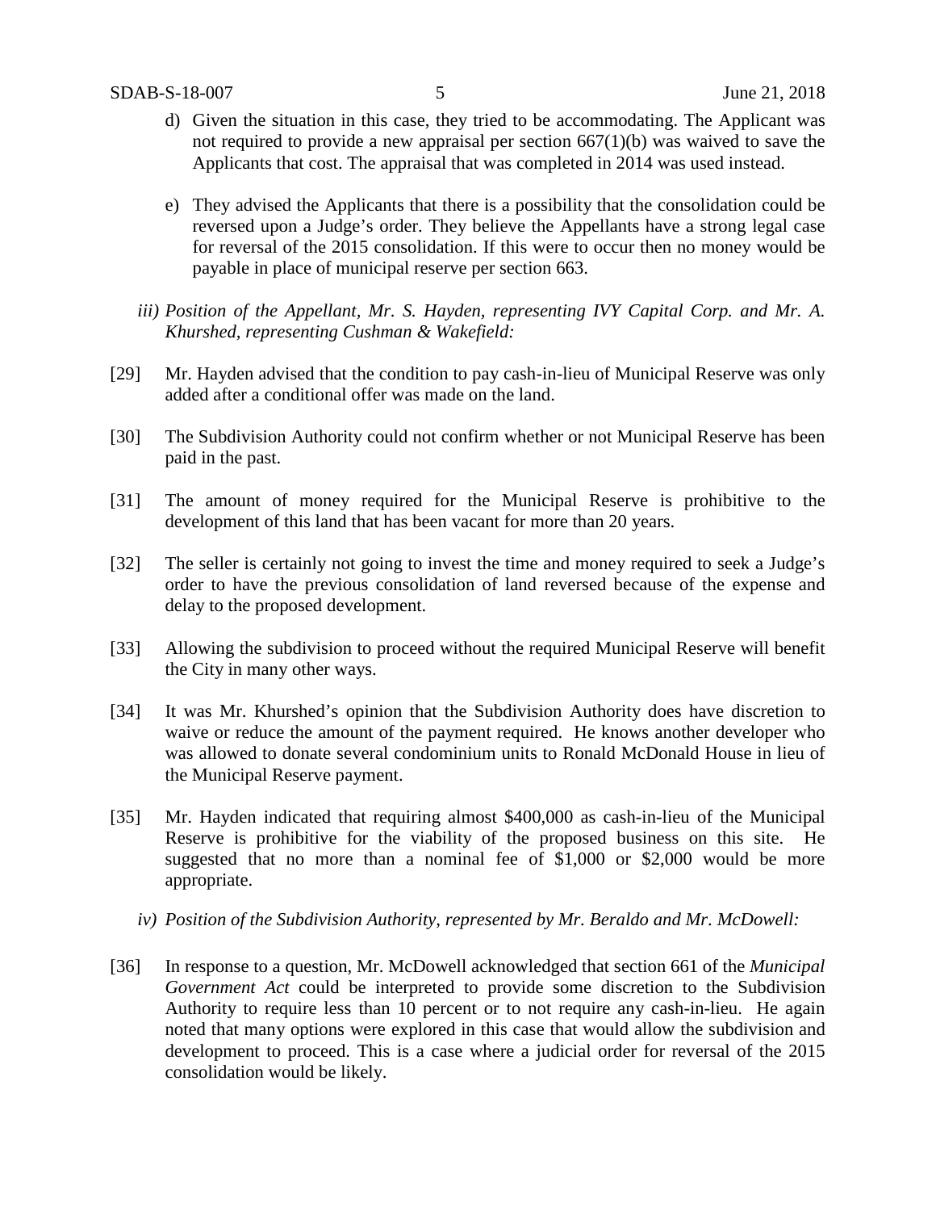d) Given the situation in this case, they tried to be accommodating. The Applicant was not required to provide a new appraisal per section 667(1)(b) was waived to save the Applicants that cost. The appraisal that was completed in 2014 was used instead.

e) They advised the Applicants that there is a possibility that the consolidation could be reversed upon a Judge's order. They believe the Appellants have a strong legal case for reversal of the 2015 consolidation. If this were to occur then no money would be payable in place of municipal reserve per section 663.

*iii) Position of the Appellant, Mr. S. Hayden, representing IVY Capital Corp. and Mr. A. Khurshed, representing Cushman & Wakefield:*

[29] Mr. Hayden advised that the condition to pay cash-in-lieu of Municipal Reserve was only added after a conditional offer was made on the land.

[30] The Subdivision Authority could not confirm whether or not Municipal Reserve has been paid in the past.

[31] The amount of money required for the Municipal Reserve is prohibitive to the development of this land that has been vacant for more than 20 years.

[32] The seller is certainly not going to invest the time and money required to seek a Judge's order to have the previous consolidation of land reversed because of the expense and delay to the proposed development.

[33] Allowing the subdivision to proceed without the required Municipal Reserve will benefit the City in many other ways.

[34] It was Mr. Khurshed's opinion that the Subdivision Authority does have discretion to waive or reduce the amount of the payment required. He knows another developer who was allowed to donate several condominium units to Ronald McDonald House in lieu of the Municipal Reserve payment.

[35] Mr. Hayden indicated that requiring almost $400,000 as cash-in-lieu of the Municipal Reserve is prohibitive for the viability of the proposed business on this site. He suggested that no more than a nominal fee of $1,000 or $2,000 would be more appropriate.

*iv) Position of the Subdivision Authority, represented by Mr. Beraldo and Mr. McDowell:*

[36] In response to a question, Mr. McDowell acknowledged that section 661 of the *Municipal Government Act* could be interpreted to provide some discretion to the Subdivision Authority to require less than 10 percent or to not require any cash-in-lieu. He again noted that many options were explored in this case that would allow the subdivision and development to proceed. This is a case where a judicial order for reversal of the 2015 consolidation would be likely.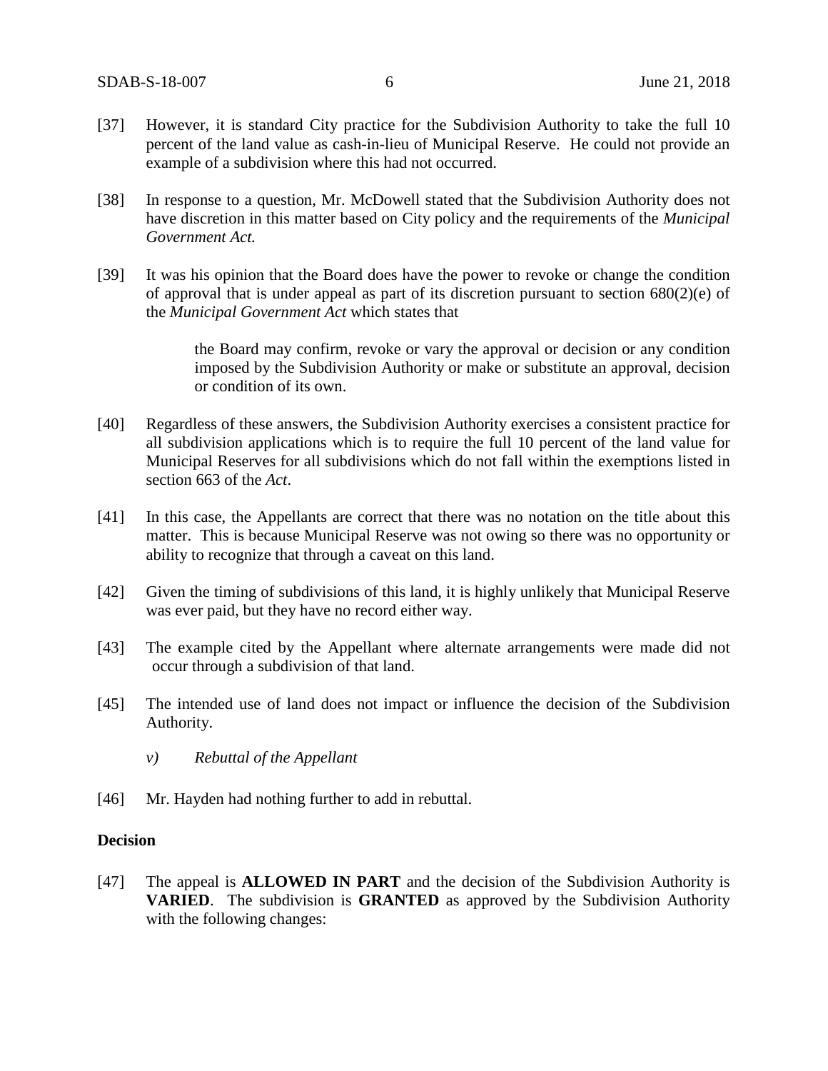[37] However, it is standard City practice for the Subdivision Authority to take the full 10 percent of the land value as cash-in-lieu of Municipal Reserve. He could not provide an example of a subdivision where this had not occurred.

[38] In response to a question, Mr. McDowell stated that the Subdivision Authority does not have discretion in this matter based on City policy and the requirements of the *Municipal Government Act.*

[39] It was his opinion that the Board does have the power to revoke or change the condition of approval that is under appeal as part of its discretion pursuant to section 680(2)(e) of the *Municipal Government Act* which states that

> the Board may confirm, revoke or vary the approval or decision or any condition imposed by the Subdivision Authority or make or substitute an approval, decision or condition of its own.

[40] Regardless of these answers, the Subdivision Authority exercises a consistent practice for all subdivision applications which is to require the full 10 percent of the land value for Municipal Reserves for all subdivisions which do not fall within the exemptions listed in section 663 of the *Act*.

[41] In this case, the Appellants are correct that there was no notation on the title about this matter. This is because Municipal Reserve was not owing so there was no opportunity or ability to recognize that through a caveat on this land.

[42] Given the timing of subdivisions of this land, it is highly unlikely that Municipal Reserve was ever paid, but they have no record either way.

[43] The example cited by the Appellant where alternate arrangements were made did not occur through a subdivision of that land.

[45] The intended use of land does not impact or influence the decision of the Subdivision Authority.

*v) Rebuttal of the Appellant*

[46] Mr. Hayden had nothing further to add in rebuttal.

**Decision**

[47] The appeal is **ALLOWED IN PART** and the decision of the Subdivision Authority is **VARIED**. The subdivision is **GRANTED** as approved by the Subdivision Authority with the following changes: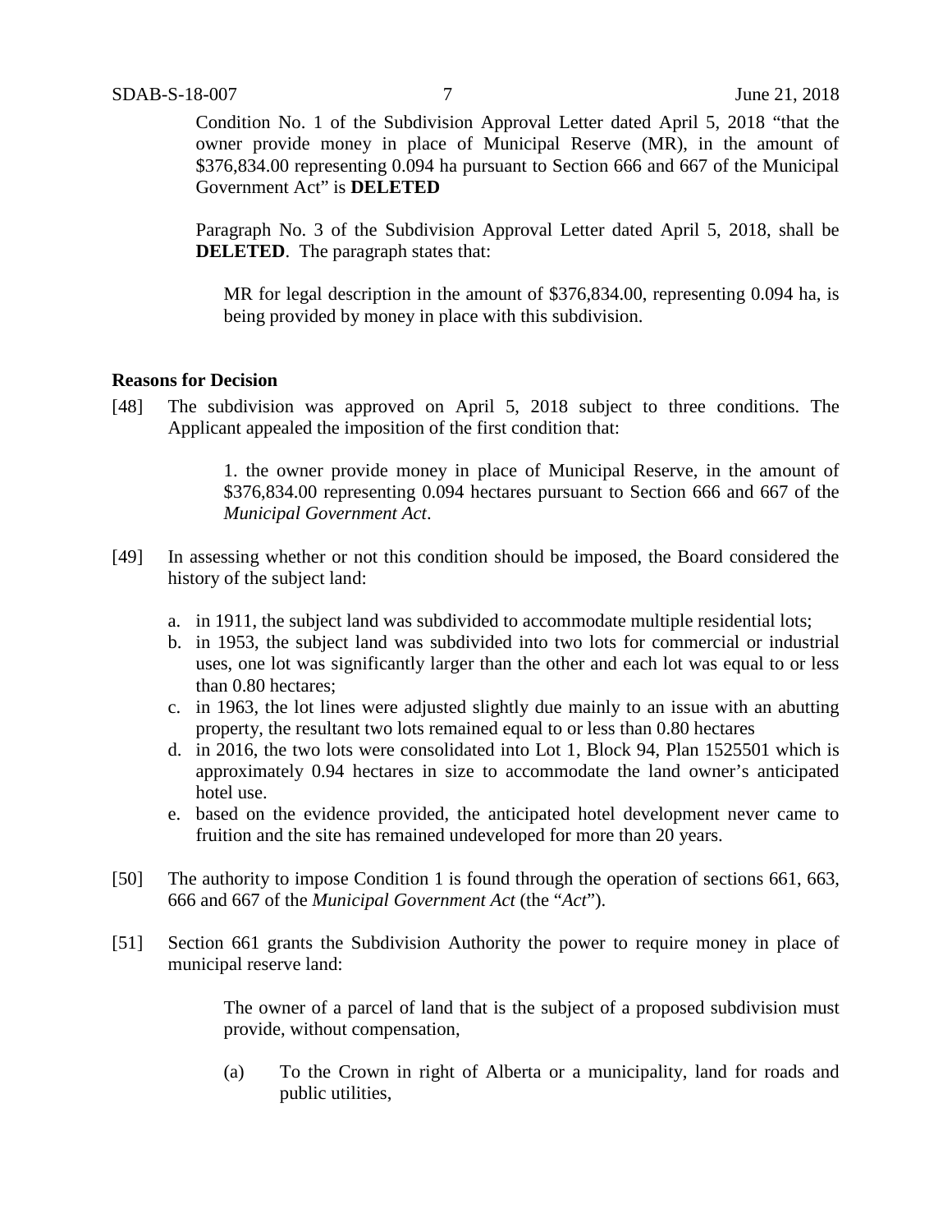Condition No. 1 of the Subdivision Approval Letter dated April 5, 2018 "that the owner provide money in place of Municipal Reserve (MR), in the amount of $376,834.00 representing 0.094 ha pursuant to Section 666 and 667 of the Municipal Government Act" is **DELETED**

Paragraph No. 3 of the Subdivision Approval Letter dated April 5, 2018, shall be **DELETED**. The paragraph states that:

> MR for legal description in the amount of $376,834.00, representing 0.094 ha, is being provided by money in place with this subdivision.

### Reasons for Decision

[48] The subdivision was approved on April 5, 2018 subject to three conditions. The Applicant appealed the imposition of the first condition that:

> 1. the owner provide money in place of Municipal Reserve, in the amount of $376,834.00 representing 0.094 hectares pursuant to Section 666 and 667 of the *Municipal Government Act*.

[49] In assessing whether or not this condition should be imposed, the Board considered the history of the subject land:

a. in 1911, the subject land was subdivided to accommodate multiple residential lots;
b. in 1953, the subject land was subdivided into two lots for commercial or industrial uses, one lot was significantly larger than the other and each lot was equal to or less than 0.80 hectares;
c. in 1963, the lot lines were adjusted slightly due mainly to an issue with an abutting property, the resultant two lots remained equal to or less than 0.80 hectares
d. in 2016, the two lots were consolidated into Lot 1, Block 94, Plan 1525501 which is approximately 0.94 hectares in size to accommodate the land owner's anticipated hotel use.
e. based on the evidence provided, the anticipated hotel development never came to fruition and the site has remained undeveloped for more than 20 years.

[50] The authority to impose Condition 1 is found through the operation of sections 661, 663, 666 and 667 of the *Municipal Government Act* (the "*Act*").

[51] Section 661 grants the Subdivision Authority the power to require money in place of municipal reserve land:

> The owner of a parcel of land that is the subject of a proposed subdivision must provide, without compensation,
>
> (a) To the Crown in right of Alberta or a municipality, land for roads and public utilities,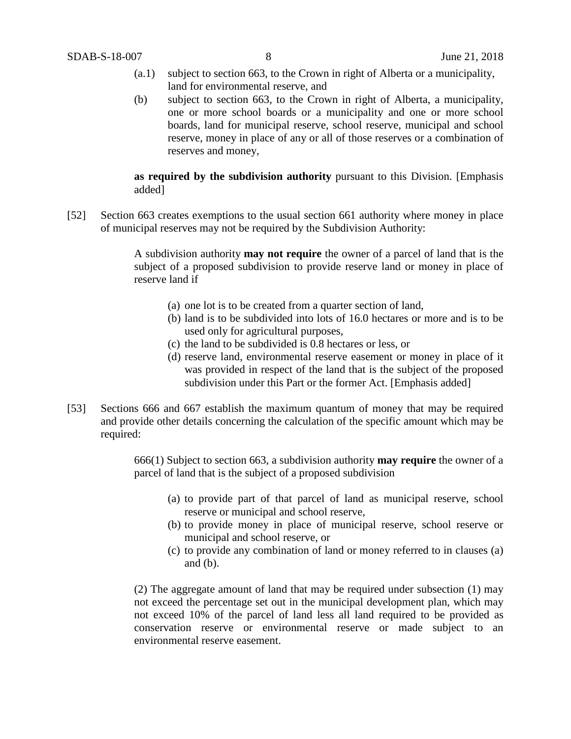(a.1) subject to section 663, to the Crown in right of Alberta or a municipality, land for environmental reserve, and

(b) subject to section 663, to the Crown in right of Alberta, a municipality, one or more school boards or a municipality and one or more school boards, land for municipal reserve, school reserve, municipal and school reserve, money in place of any or all of those reserves or a combination of reserves and money,

**as required by the subdivision authority** pursuant to this Division. [Emphasis added]

[52] Section 663 creates exemptions to the usual section 661 authority where money in place of municipal reserves may not be required by the Subdivision Authority:

> A subdivision authority **may not require** the owner of a parcel of land that is the subject of a proposed subdivision to provide reserve land or money in place of reserve land if
>
> (a) one lot is to be created from a quarter section of land,
> (b) land is to be subdivided into lots of 16.0 hectares or more and is to be used only for agricultural purposes,
> (c) the land to be subdivided is 0.8 hectares or less, or
> (d) reserve land, environmental reserve easement or money in place of it was provided in respect of the land that is the subject of the proposed subdivision under this Part or the former Act. [Emphasis added]

[53] Sections 666 and 667 establish the maximum quantum of money that may be required and provide other details concerning the calculation of the specific amount which may be required:

> 666(1) Subject to section 663, a subdivision authority **may require** the owner of a parcel of land that is the subject of a proposed subdivision
>
> (a) to provide part of that parcel of land as municipal reserve, school reserve or municipal and school reserve,
> (b) to provide money in place of municipal reserve, school reserve or municipal and school reserve, or
> (c) to provide any combination of land or money referred to in clauses (a) and (b).
>
> (2) The aggregate amount of land that may be required under subsection (1) may not exceed the percentage set out in the municipal development plan, which may not exceed 10% of the parcel of land less all land required to be provided as conservation reserve or environmental reserve or made subject to an environmental reserve easement.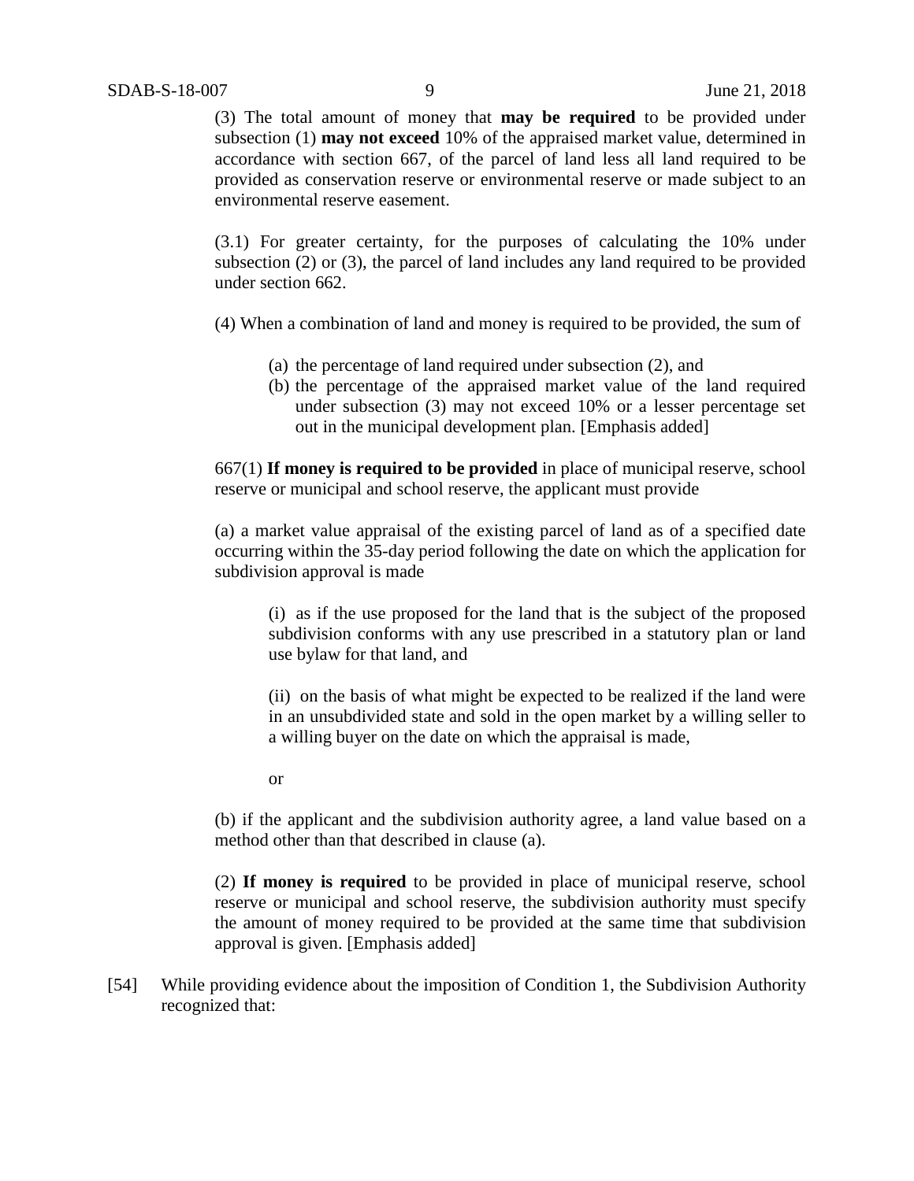(3) The total amount of money that **may be required** to be provided under subsection (1) **may not exceed** 10% of the appraised market value, determined in accordance with section 667, of the parcel of land less all land required to be provided as conservation reserve or environmental reserve or made subject to an environmental reserve easement.

(3.1) For greater certainty, for the purposes of calculating the 10% under subsection (2) or (3), the parcel of land includes any land required to be provided under section 662.

(4) When a combination of land and money is required to be provided, the sum of

(a) the percentage of land required under subsection (2), and
(b) the percentage of the appraised market value of the land required under subsection (3) may not exceed 10% or a lesser percentage set out in the municipal development plan. [Emphasis added]

667(1) **If money is required to be provided** in place of municipal reserve, school reserve or municipal and school reserve, the applicant must provide

(a) a market value appraisal of the existing parcel of land as of a specified date occurring within the 35-day period following the date on which the application for subdivision approval is made

(i) as if the use proposed for the land that is the subject of the proposed subdivision conforms with any use prescribed in a statutory plan or land use bylaw for that land, and

(ii) on the basis of what might be expected to be realized if the land were in an unsubdivided state and sold in the open market by a willing seller to a willing buyer on the date on which the appraisal is made,

or

(b) if the applicant and the subdivision authority agree, a land value based on a method other than that described in clause (a).

(2) **If money is required** to be provided in place of municipal reserve, school reserve or municipal and school reserve, the subdivision authority must specify the amount of money required to be provided at the same time that subdivision approval is given. [Emphasis added]

[54] While providing evidence about the imposition of Condition 1, the Subdivision Authority recognized that: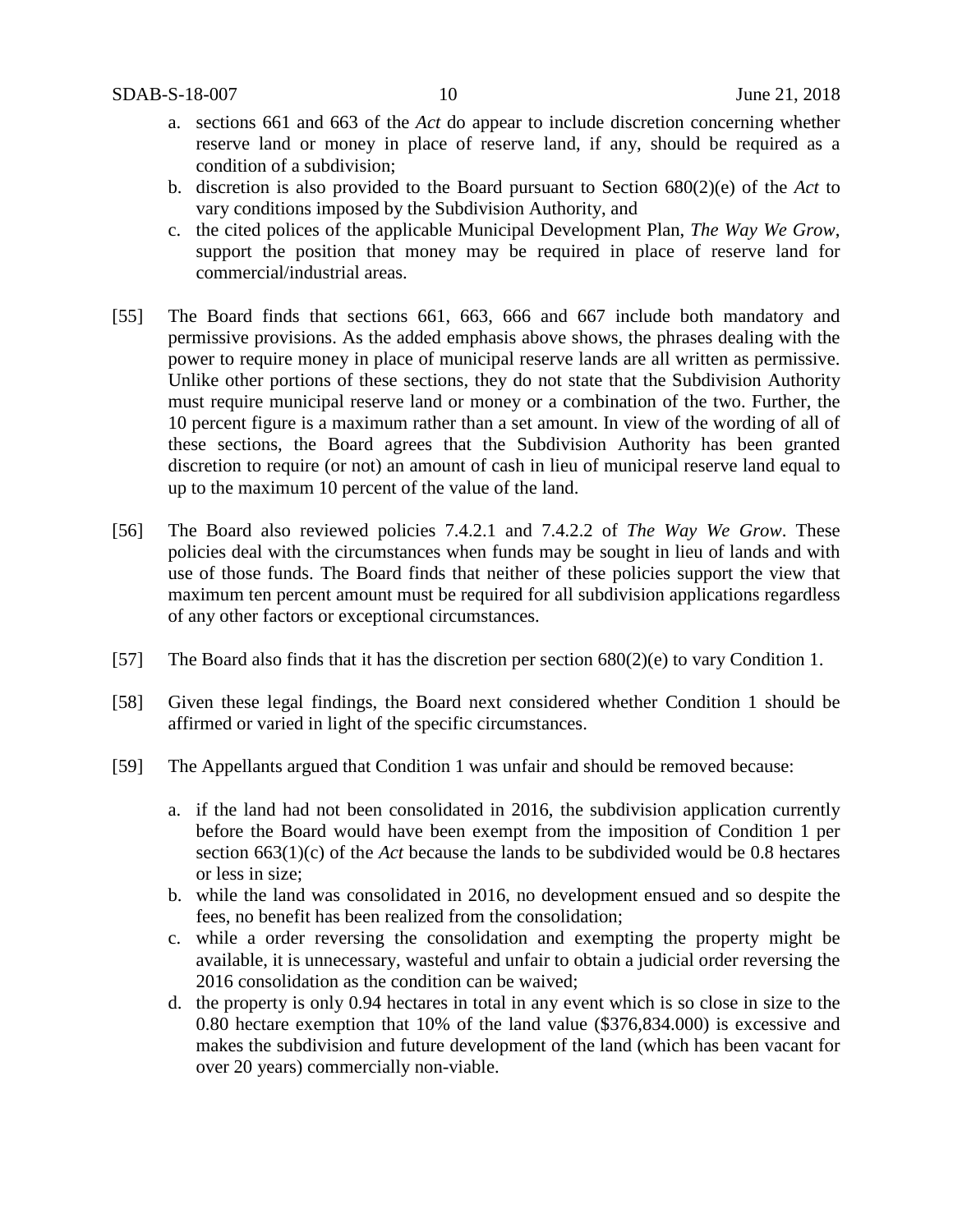a. sections 661 and 663 of the *Act* do appear to include discretion concerning whether reserve land or money in place of reserve land, if any, should be required as a condition of a subdivision;
b. discretion is also provided to the Board pursuant to Section 680(2)(e) of the *Act* to vary conditions imposed by the Subdivision Authority, and
c. the cited polices of the applicable Municipal Development Plan, *The Way We Grow*, support the position that money may be required in place of reserve land for commercial/industrial areas.

[55] The Board finds that sections 661, 663, 666 and 667 include both mandatory and permissive provisions. As the added emphasis above shows, the phrases dealing with the power to require money in place of municipal reserve lands are all written as permissive. Unlike other portions of these sections, they do not state that the Subdivision Authority must require municipal reserve land or money or a combination of the two. Further, the 10 percent figure is a maximum rather than a set amount. In view of the wording of all of these sections, the Board agrees that the Subdivision Authority has been granted discretion to require (or not) an amount of cash in lieu of municipal reserve land equal to up to the maximum 10 percent of the value of the land.

[56] The Board also reviewed policies 7.4.2.1 and 7.4.2.2 of *The Way We Grow*. These policies deal with the circumstances when funds may be sought in lieu of lands and with use of those funds. The Board finds that neither of these policies support the view that maximum ten percent amount must be required for all subdivision applications regardless of any other factors or exceptional circumstances.

[57] The Board also finds that it has the discretion per section 680(2)(e) to vary Condition 1.

[58] Given these legal findings, the Board next considered whether Condition 1 should be affirmed or varied in light of the specific circumstances.

[59] The Appellants argued that Condition 1 was unfair and should be removed because:

a. if the land had not been consolidated in 2016, the subdivision application currently before the Board would have been exempt from the imposition of Condition 1 per section 663(1)(c) of the *Act* because the lands to be subdivided would be 0.8 hectares or less in size;
b. while the land was consolidated in 2016, no development ensued and so despite the fees, no benefit has been realized from the consolidation;
c. while a order reversing the consolidation and exempting the property might be available, it is unnecessary, wasteful and unfair to obtain a judicial order reversing the 2016 consolidation as the condition can be waived;
d. the property is only 0.94 hectares in total in any event which is so close in size to the 0.80 hectare exemption that 10% of the land value ($376,834.000) is excessive and makes the subdivision and future development of the land (which has been vacant for over 20 years) commercially non-viable.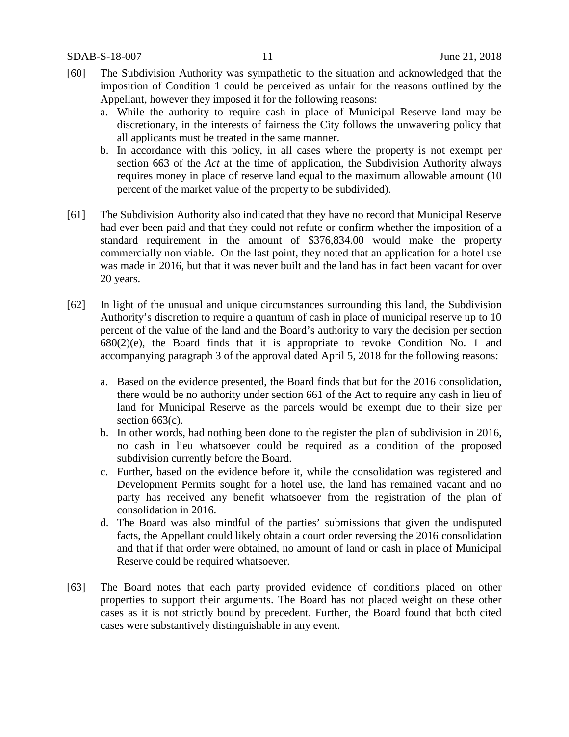[60] The Subdivision Authority was sympathetic to the situation and acknowledged that the imposition of Condition 1 could be perceived as unfair for the reasons outlined by the Appellant, however they imposed it for the following reasons:

a. While the authority to require cash in place of Municipal Reserve land may be discretionary, in the interests of fairness the City follows the unwavering policy that all applicants must be treated in the same manner.
b. In accordance with this policy, in all cases where the property is not exempt per section 663 of the *Act* at the time of application, the Subdivision Authority always requires money in place of reserve land equal to the maximum allowable amount (10 percent of the market value of the property to be subdivided).

[61] The Subdivision Authority also indicated that they have no record that Municipal Reserve had ever been paid and that they could not refute or confirm whether the imposition of a standard requirement in the amount of $376,834.00 would make the property commercially non viable. On the last point, they noted that an application for a hotel use was made in 2016, but that it was never built and the land has in fact been vacant for over 20 years.

[62] In light of the unusual and unique circumstances surrounding this land, the Subdivision Authority's discretion to require a quantum of cash in place of municipal reserve up to 10 percent of the value of the land and the Board's authority to vary the decision per section 680(2)(e), the Board finds that it is appropriate to revoke Condition No. 1 and accompanying paragraph 3 of the approval dated April 5, 2018 for the following reasons:

a. Based on the evidence presented, the Board finds that but for the 2016 consolidation, there would be no authority under section 661 of the Act to require any cash in lieu of land for Municipal Reserve as the parcels would be exempt due to their size per section 663(c).
b. In other words, had nothing been done to the register the plan of subdivision in 2016, no cash in lieu whatsoever could be required as a condition of the proposed subdivision currently before the Board.
c. Further, based on the evidence before it, while the consolidation was registered and Development Permits sought for a hotel use, the land has remained vacant and no party has received any benefit whatsoever from the registration of the plan of consolidation in 2016.
d. The Board was also mindful of the parties' submissions that given the undisputed facts, the Appellant could likely obtain a court order reversing the 2016 consolidation and that if that order were obtained, no amount of land or cash in place of Municipal Reserve could be required whatsoever.

[63] The Board notes that each party provided evidence of conditions placed on other properties to support their arguments. The Board has not placed weight on these other cases as it is not strictly bound by precedent. Further, the Board found that both cited cases were substantively distinguishable in any event.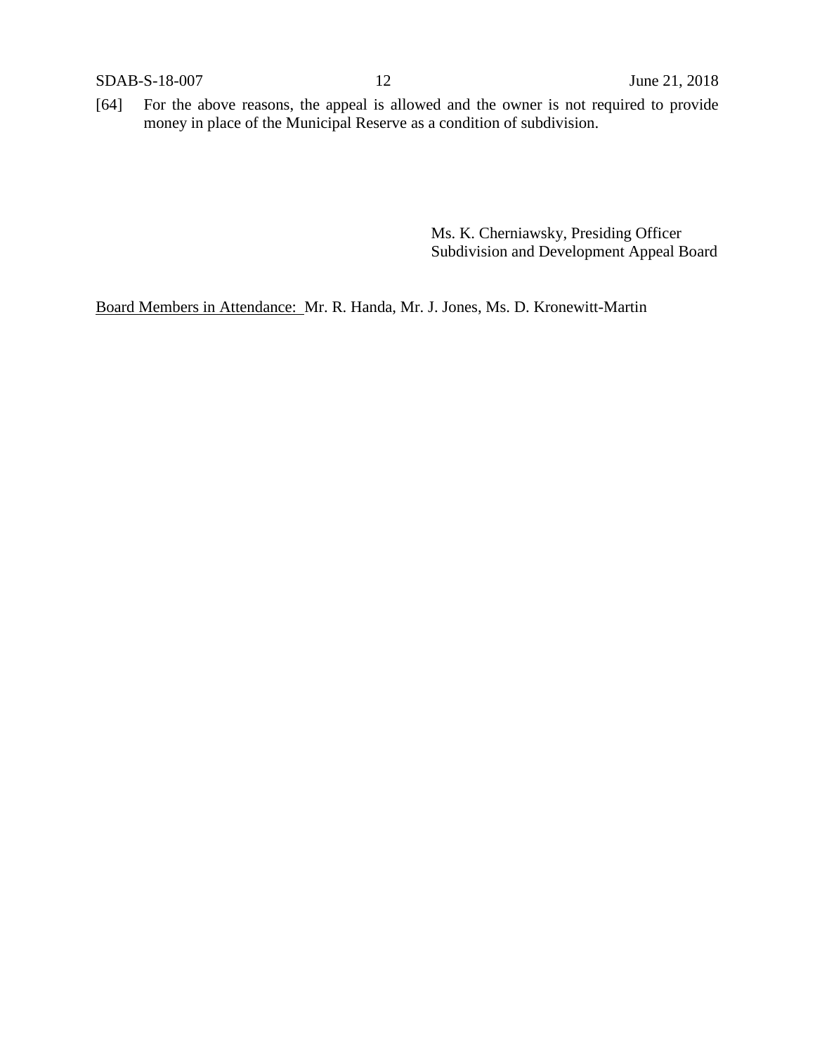[64] For the above reasons, the appeal is allowed and the owner is not required to provide money in place of the Municipal Reserve as a condition of subdivision.

Ms. K. Cherniawsky, Presiding Officer
Subdivision and Development Appeal Board

Board Members in Attendance: Mr. R. Handa, Mr. J. Jones, Ms. D. Kronewitt-Martin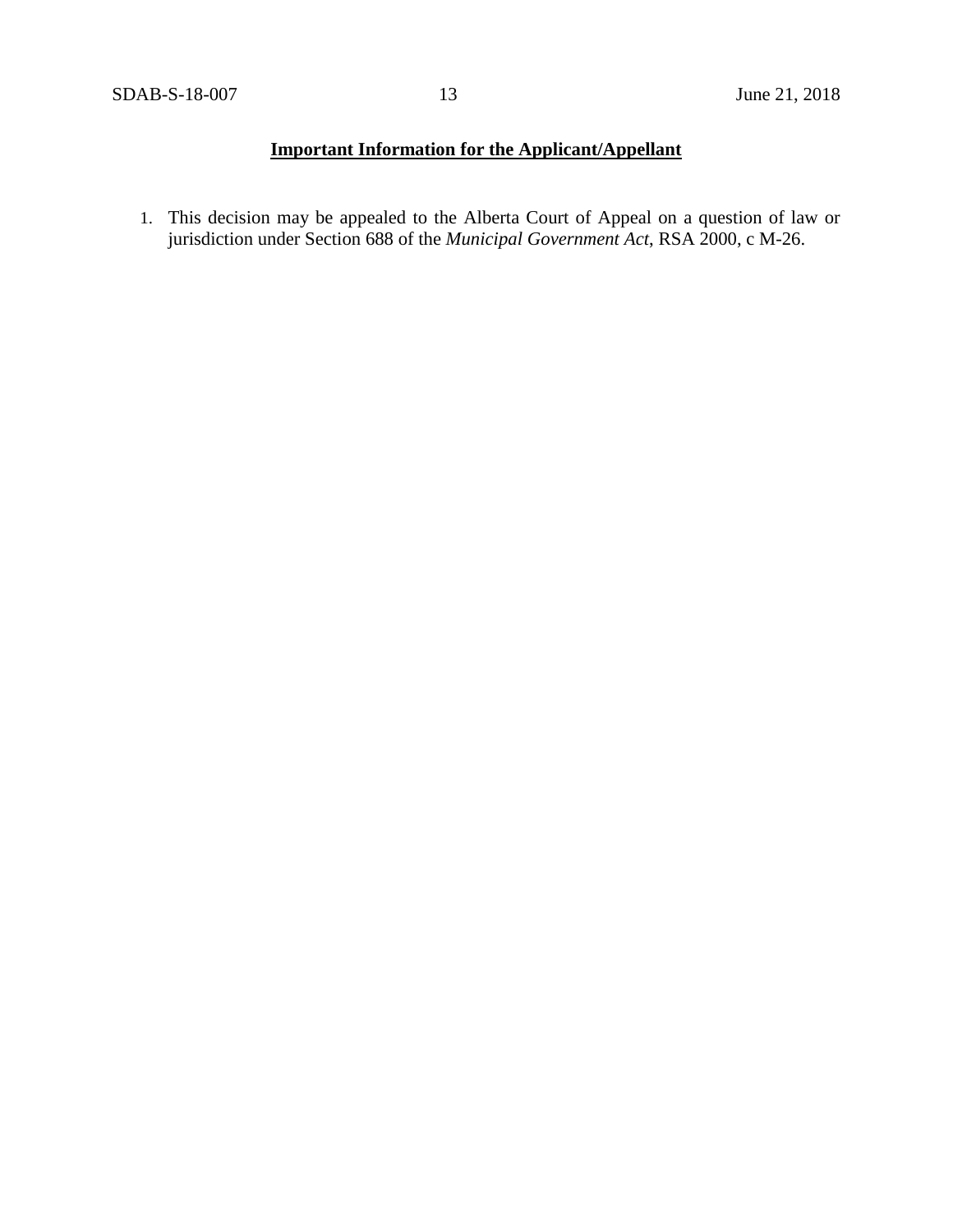**Important Information for the Applicant/Appellant**

1. This decision may be appealed to the Alberta Court of Appeal on a question of law or jurisdiction under Section 688 of the *Municipal Government Act*, RSA 2000, c M-26.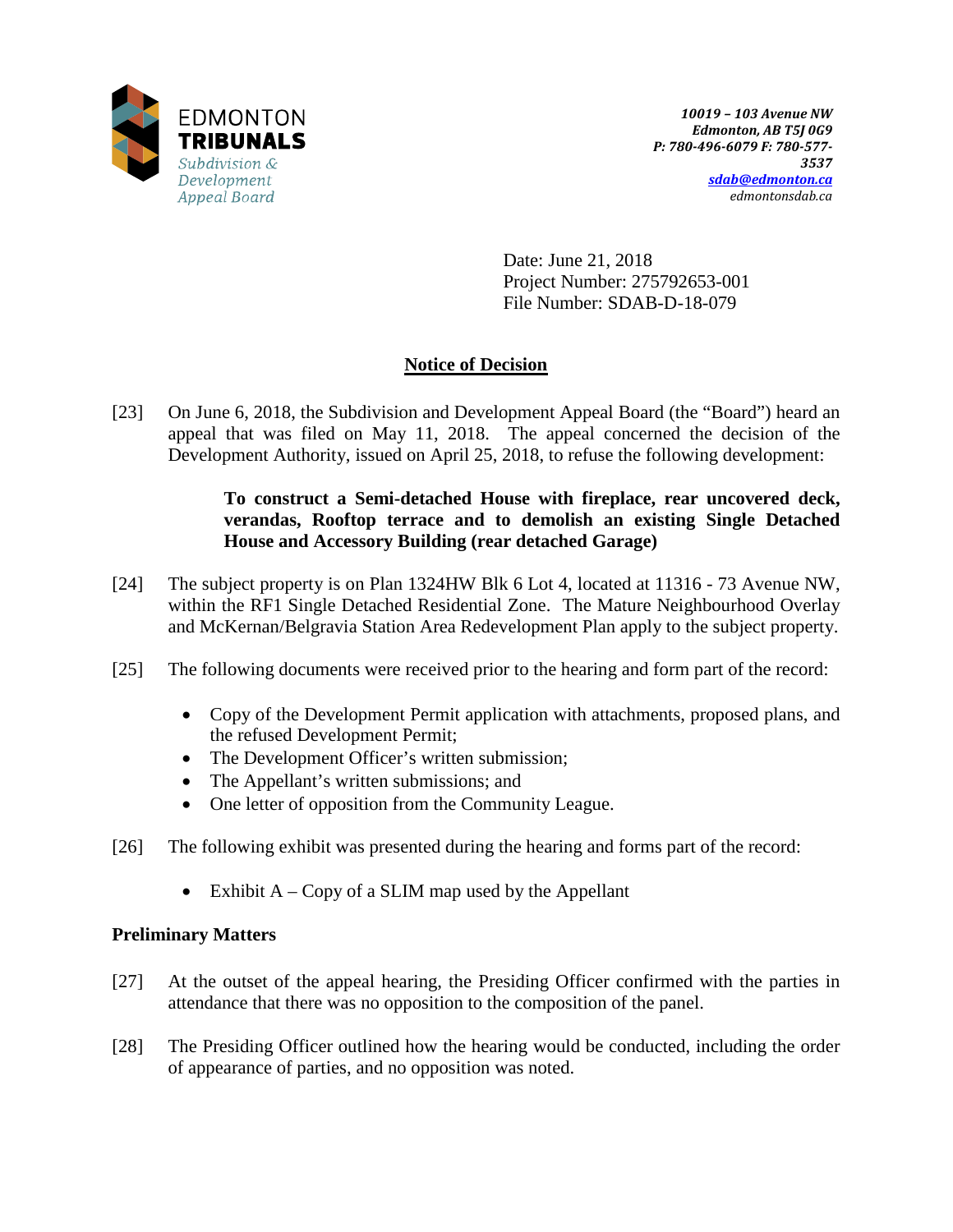EDMONTON
**TRIBUNALS**
*Subdivision & Development Appeal Board*

***10019 – 103 Avenue NW***
***Edmonton, AB T5J 0G9***
***P: 780-496-6079 F: 780-577-3537***
***sdab@edmonton.ca***
*edmontonsdab.ca*

Date: June 21, 2018
Project Number: 275792653-001
File Number: SDAB-D-18-079

## Notice of Decision

[23] On June 6, 2018, the Subdivision and Development Appeal Board (the "Board") heard an appeal that was filed on May 11, 2018. The appeal concerned the decision of the Development Authority, issued on April 25, 2018, to refuse the following development:

> **To construct a Semi-detached House with fireplace, rear uncovered deck, verandas, Rooftop terrace and to demolish an existing Single Detached House and Accessory Building (rear detached Garage)**

[24] The subject property is on Plan 1324HW Blk 6 Lot 4, located at 11316 - 73 Avenue NW, within the RF1 Single Detached Residential Zone. The Mature Neighbourhood Overlay and McKernan/Belgravia Station Area Redevelopment Plan apply to the subject property.

[25] The following documents were received prior to the hearing and form part of the record:

- Copy of the Development Permit application with attachments, proposed plans, and the refused Development Permit;
- The Development Officer's written submission;
- The Appellant's written submissions; and
- One letter of opposition from the Community League.

[26] The following exhibit was presented during the hearing and forms part of the record:

- Exhibit A – Copy of a SLIM map used by the Appellant

### Preliminary Matters

[27] At the outset of the appeal hearing, the Presiding Officer confirmed with the parties in attendance that there was no opposition to the composition of the panel.

[28] The Presiding Officer outlined how the hearing would be conducted, including the order of appearance of parties, and no opposition was noted.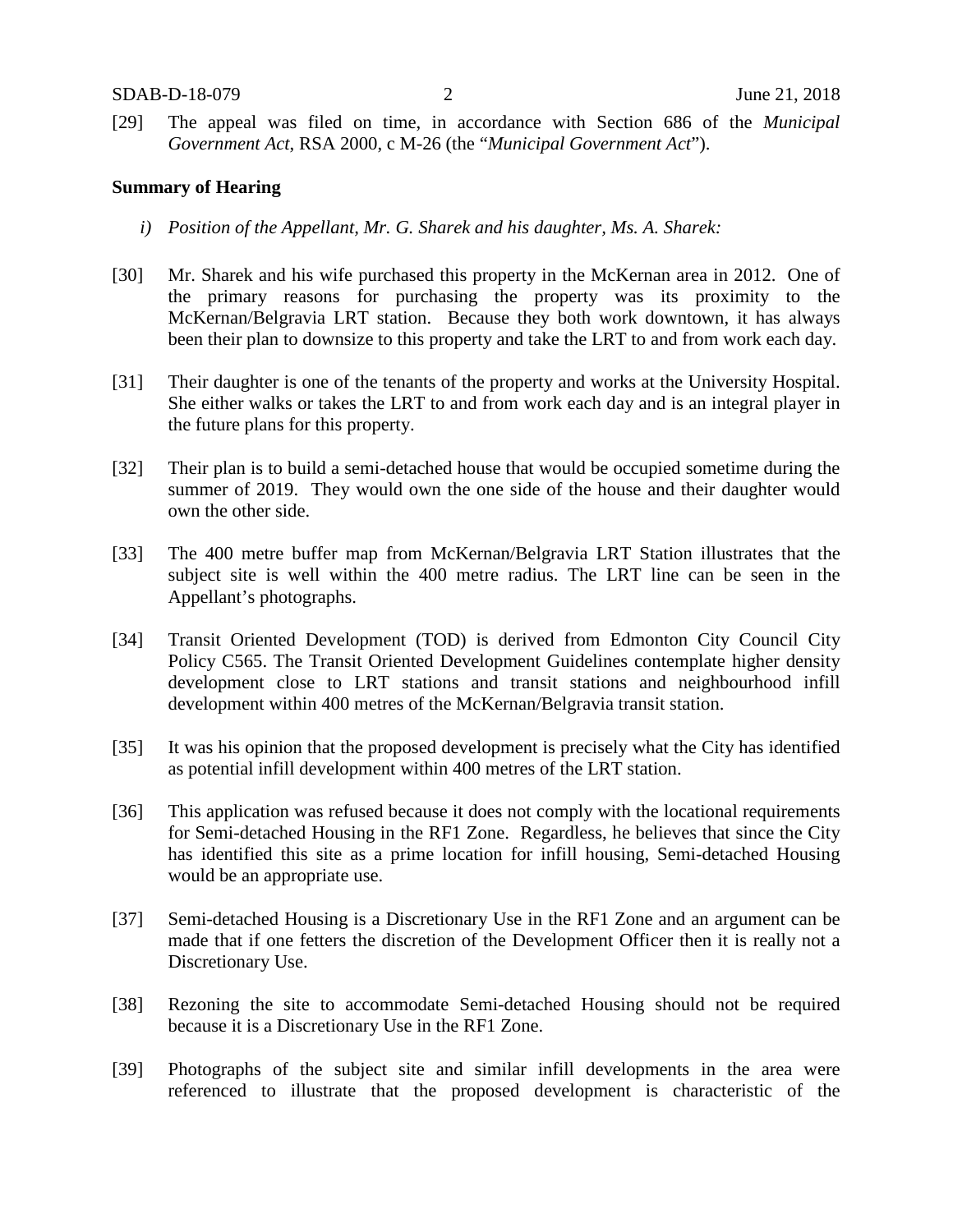[29] The appeal was filed on time, in accordance with Section 686 of the *Municipal Government Act*, RSA 2000, c M-26 (the "*Municipal Government Act*").

**Summary of Hearing**

*i) Position of the Appellant, Mr. G. Sharek and his daughter, Ms. A. Sharek:*

[30] Mr. Sharek and his wife purchased this property in the McKernan area in 2012. One of the primary reasons for purchasing the property was its proximity to the McKernan/Belgravia LRT station. Because they both work downtown, it has always been their plan to downsize to this property and take the LRT to and from work each day.

[31] Their daughter is one of the tenants of the property and works at the University Hospital. She either walks or takes the LRT to and from work each day and is an integral player in the future plans for this property.

[32] Their plan is to build a semi-detached house that would be occupied sometime during the summer of 2019. They would own the one side of the house and their daughter would own the other side.

[33] The 400 metre buffer map from McKernan/Belgravia LRT Station illustrates that the subject site is well within the 400 metre radius. The LRT line can be seen in the Appellant's photographs.

[34] Transit Oriented Development (TOD) is derived from Edmonton City Council City Policy C565. The Transit Oriented Development Guidelines contemplate higher density development close to LRT stations and transit stations and neighbourhood infill development within 400 metres of the McKernan/Belgravia transit station.

[35] It was his opinion that the proposed development is precisely what the City has identified as potential infill development within 400 metres of the LRT station.

[36] This application was refused because it does not comply with the locational requirements for Semi-detached Housing in the RF1 Zone. Regardless, he believes that since the City has identified this site as a prime location for infill housing, Semi-detached Housing would be an appropriate use.

[37] Semi-detached Housing is a Discretionary Use in the RF1 Zone and an argument can be made that if one fetters the discretion of the Development Officer then it is really not a Discretionary Use.

[38] Rezoning the site to accommodate Semi-detached Housing should not be required because it is a Discretionary Use in the RF1 Zone.

[39] Photographs of the subject site and similar infill developments in the area were referenced to illustrate that the proposed development is characteristic of the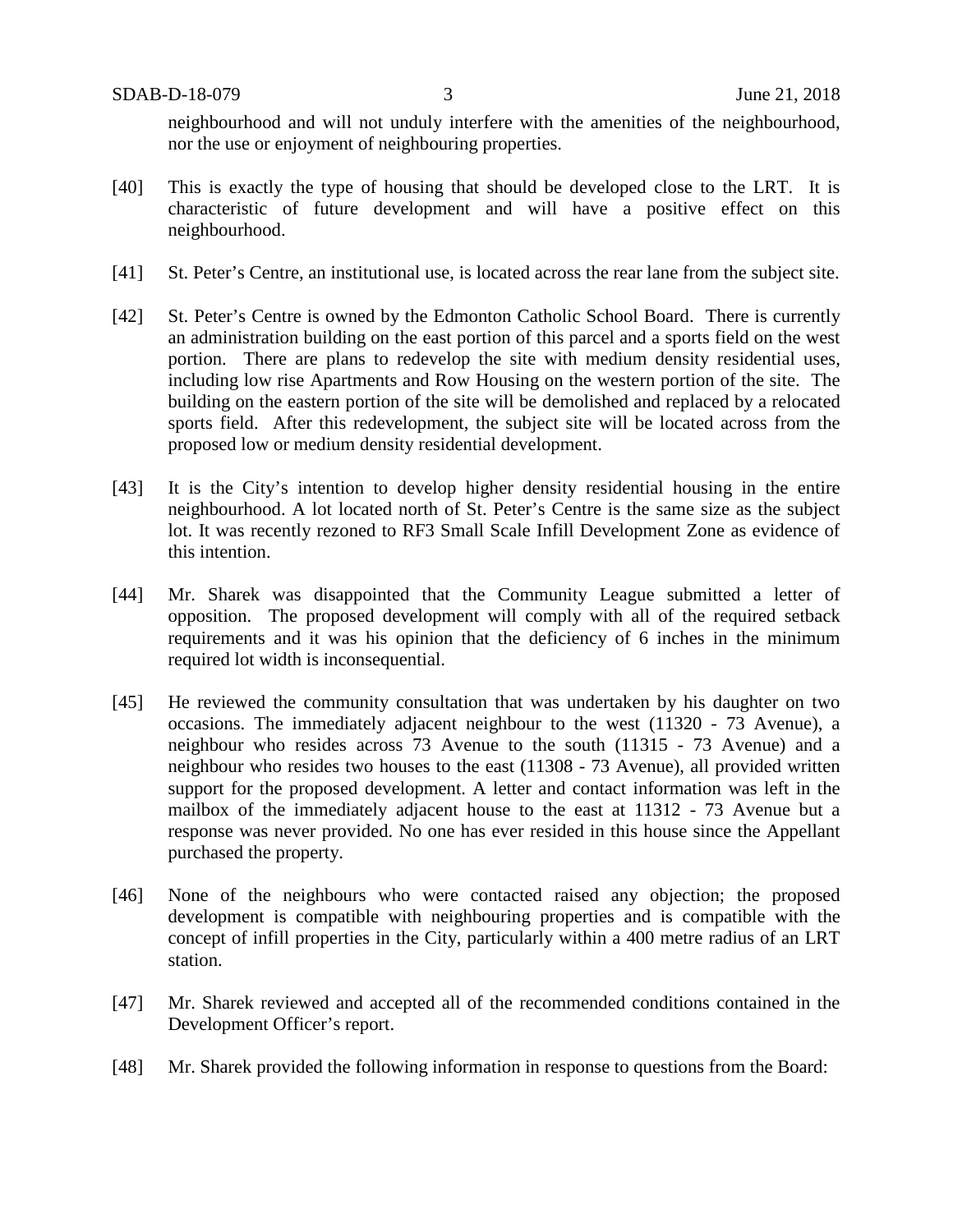neighbourhood and will not unduly interfere with the amenities of the neighbourhood, nor the use or enjoyment of neighbouring properties.

[40] This is exactly the type of housing that should be developed close to the LRT. It is characteristic of future development and will have a positive effect on this neighbourhood.

[41] St. Peter's Centre, an institutional use, is located across the rear lane from the subject site.

[42] St. Peter's Centre is owned by the Edmonton Catholic School Board. There is currently an administration building on the east portion of this parcel and a sports field on the west portion. There are plans to redevelop the site with medium density residential uses, including low rise Apartments and Row Housing on the western portion of the site. The building on the eastern portion of the site will be demolished and replaced by a relocated sports field. After this redevelopment, the subject site will be located across from the proposed low or medium density residential development.

[43] It is the City's intention to develop higher density residential housing in the entire neighbourhood. A lot located north of St. Peter's Centre is the same size as the subject lot. It was recently rezoned to RF3 Small Scale Infill Development Zone as evidence of this intention.

[44] Mr. Sharek was disappointed that the Community League submitted a letter of opposition. The proposed development will comply with all of the required setback requirements and it was his opinion that the deficiency of 6 inches in the minimum required lot width is inconsequential.

[45] He reviewed the community consultation that was undertaken by his daughter on two occasions. The immediately adjacent neighbour to the west (11320 - 73 Avenue), a neighbour who resides across 73 Avenue to the south (11315 - 73 Avenue) and a neighbour who resides two houses to the east (11308 - 73 Avenue), all provided written support for the proposed development. A letter and contact information was left in the mailbox of the immediately adjacent house to the east at 11312 - 73 Avenue but a response was never provided. No one has ever resided in this house since the Appellant purchased the property.

[46] None of the neighbours who were contacted raised any objection; the proposed development is compatible with neighbouring properties and is compatible with the concept of infill properties in the City, particularly within a 400 metre radius of an LRT station.

[47] Mr. Sharek reviewed and accepted all of the recommended conditions contained in the Development Officer's report.

[48] Mr. Sharek provided the following information in response to questions from the Board: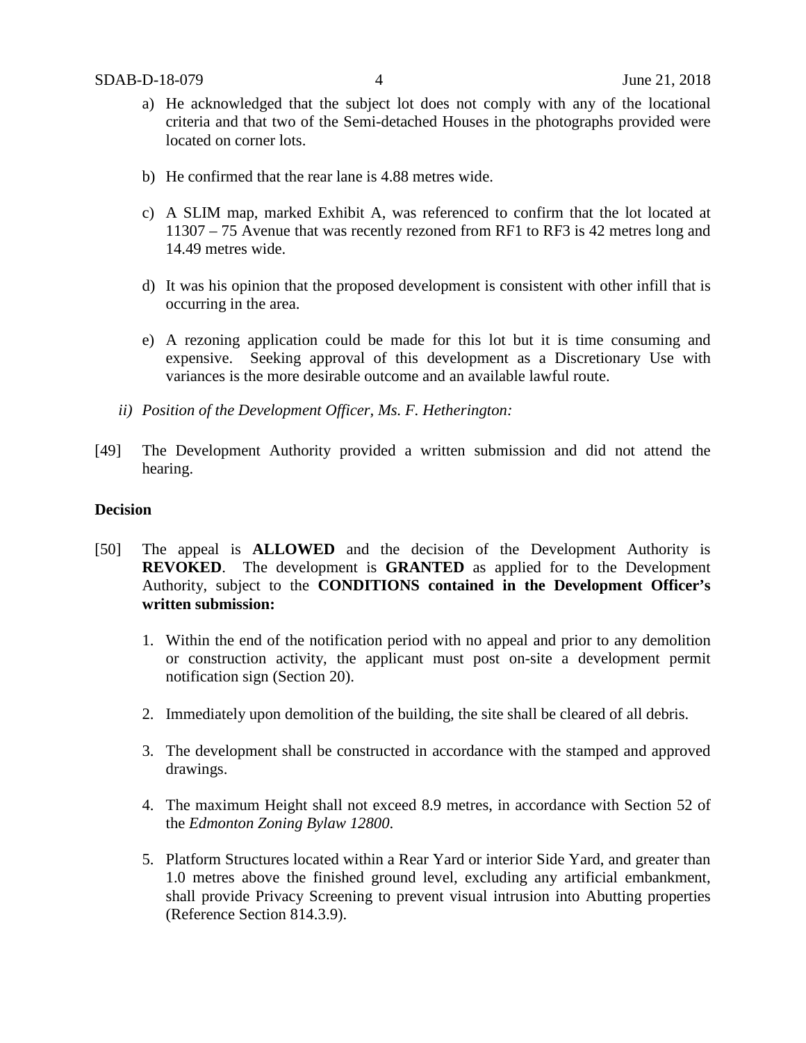a) He acknowledged that the subject lot does not comply with any of the locational criteria and that two of the Semi-detached Houses in the photographs provided were located on corner lots.

b) He confirmed that the rear lane is 4.88 metres wide.

c) A SLIM map, marked Exhibit A, was referenced to confirm that the lot located at 11307 – 75 Avenue that was recently rezoned from RF1 to RF3 is 42 metres long and 14.49 metres wide.

d) It was his opinion that the proposed development is consistent with other infill that is occurring in the area.

e) A rezoning application could be made for this lot but it is time consuming and expensive. Seeking approval of this development as a Discretionary Use with variances is the more desirable outcome and an available lawful route.

*ii) Position of the Development Officer, Ms. F. Hetherington:*

[49] The Development Authority provided a written submission and did not attend the hearing.

**Decision**

[50] The appeal is **ALLOWED** and the decision of the Development Authority is **REVOKED**. The development is **GRANTED** as applied for to the Development Authority, subject to the **CONDITIONS contained in the Development Officer's written submission:**

1. Within the end of the notification period with no appeal and prior to any demolition or construction activity, the applicant must post on-site a development permit notification sign (Section 20).

2. Immediately upon demolition of the building, the site shall be cleared of all debris.

3. The development shall be constructed in accordance with the stamped and approved drawings.

4. The maximum Height shall not exceed 8.9 metres, in accordance with Section 52 of the *Edmonton Zoning Bylaw 12800*.

5. Platform Structures located within a Rear Yard or interior Side Yard, and greater than 1.0 metres above the finished ground level, excluding any artificial embankment, shall provide Privacy Screening to prevent visual intrusion into Abutting properties (Reference Section 814.3.9).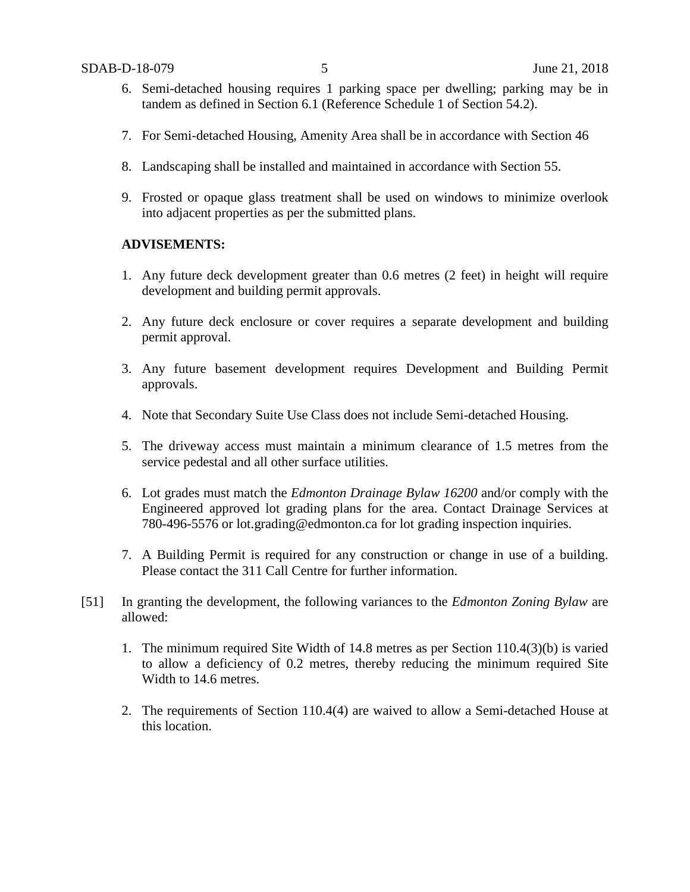6. Semi-detached housing requires 1 parking space per dwelling; parking may be in tandem as defined in Section 6.1 (Reference Schedule 1 of Section 54.2).

7. For Semi-detached Housing, Amenity Area shall be in accordance with Section 46

8. Landscaping shall be installed and maintained in accordance with Section 55.

9. Frosted or opaque glass treatment shall be used on windows to minimize overlook into adjacent properties as per the submitted plans.

**ADVISEMENTS:**

1. Any future deck development greater than 0.6 metres (2 feet) in height will require development and building permit approvals.

2. Any future deck enclosure or cover requires a separate development and building permit approval.

3. Any future basement development requires Development and Building Permit approvals.

4. Note that Secondary Suite Use Class does not include Semi-detached Housing.

5. The driveway access must maintain a minimum clearance of 1.5 metres from the service pedestal and all other surface utilities.

6. Lot grades must match the *Edmonton Drainage Bylaw 16200* and/or comply with the Engineered approved lot grading plans for the area. Contact Drainage Services at 780-496-5576 or lot.grading@edmonton.ca for lot grading inspection inquiries.

7. A Building Permit is required for any construction or change in use of a building. Please contact the 311 Call Centre for further information.

[51] In granting the development, the following variances to the *Edmonton Zoning Bylaw* are allowed:

1. The minimum required Site Width of 14.8 metres as per Section 110.4(3)(b) is varied to allow a deficiency of 0.2 metres, thereby reducing the minimum required Site Width to 14.6 metres.

2. The requirements of Section 110.4(4) are waived to allow a Semi-detached House at this location.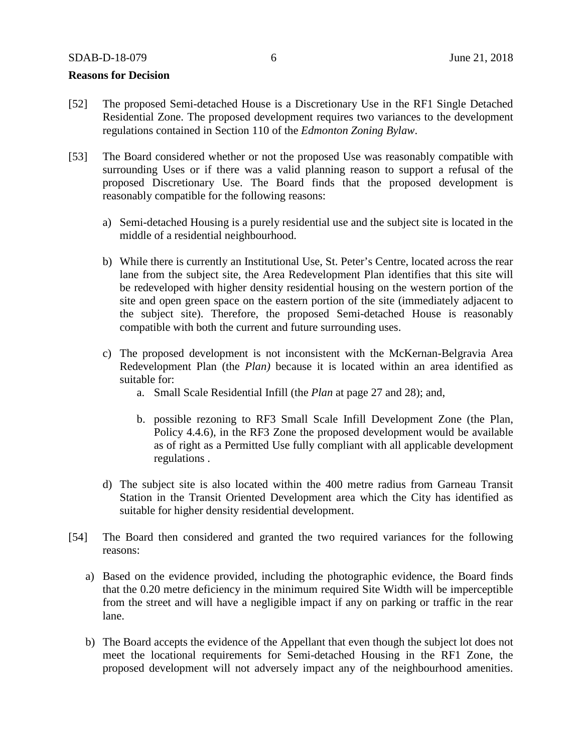**Reasons for Decision**

[52] The proposed Semi-detached House is a Discretionary Use in the RF1 Single Detached Residential Zone. The proposed development requires two variances to the development regulations contained in Section 110 of the *Edmonton Zoning Bylaw*.

[53] The Board considered whether or not the proposed Use was reasonably compatible with surrounding Uses or if there was a valid planning reason to support a refusal of the proposed Discretionary Use. The Board finds that the proposed development is reasonably compatible for the following reasons:

a) Semi-detached Housing is a purely residential use and the subject site is located in the middle of a residential neighbourhood.

b) While there is currently an Institutional Use, St. Peter's Centre, located across the rear lane from the subject site, the Area Redevelopment Plan identifies that this site will be redeveloped with higher density residential housing on the western portion of the site and open green space on the eastern portion of the site (immediately adjacent to the subject site). Therefore, the proposed Semi-detached House is reasonably compatible with both the current and future surrounding uses.

c) The proposed development is not inconsistent with the McKernan-Belgravia Area Redevelopment Plan (the *Plan)* because it is located within an area identified as suitable for:

   a. Small Scale Residential Infill (the *Plan* at page 27 and 28); and,

   b. possible rezoning to RF3 Small Scale Infill Development Zone (the Plan, Policy 4.4.6), in the RF3 Zone the proposed development would be available as of right as a Permitted Use fully compliant with all applicable development regulations .

d) The subject site is also located within the 400 metre radius from Garneau Transit Station in the Transit Oriented Development area which the City has identified as suitable for higher density residential development.

[54] The Board then considered and granted the two required variances for the following reasons:

a) Based on the evidence provided, including the photographic evidence, the Board finds that the 0.20 metre deficiency in the minimum required Site Width will be imperceptible from the street and will have a negligible impact if any on parking or traffic in the rear lane.

b) The Board accepts the evidence of the Appellant that even though the subject lot does not meet the locational requirements for Semi-detached Housing in the RF1 Zone, the proposed development will not adversely impact any of the neighbourhood amenities.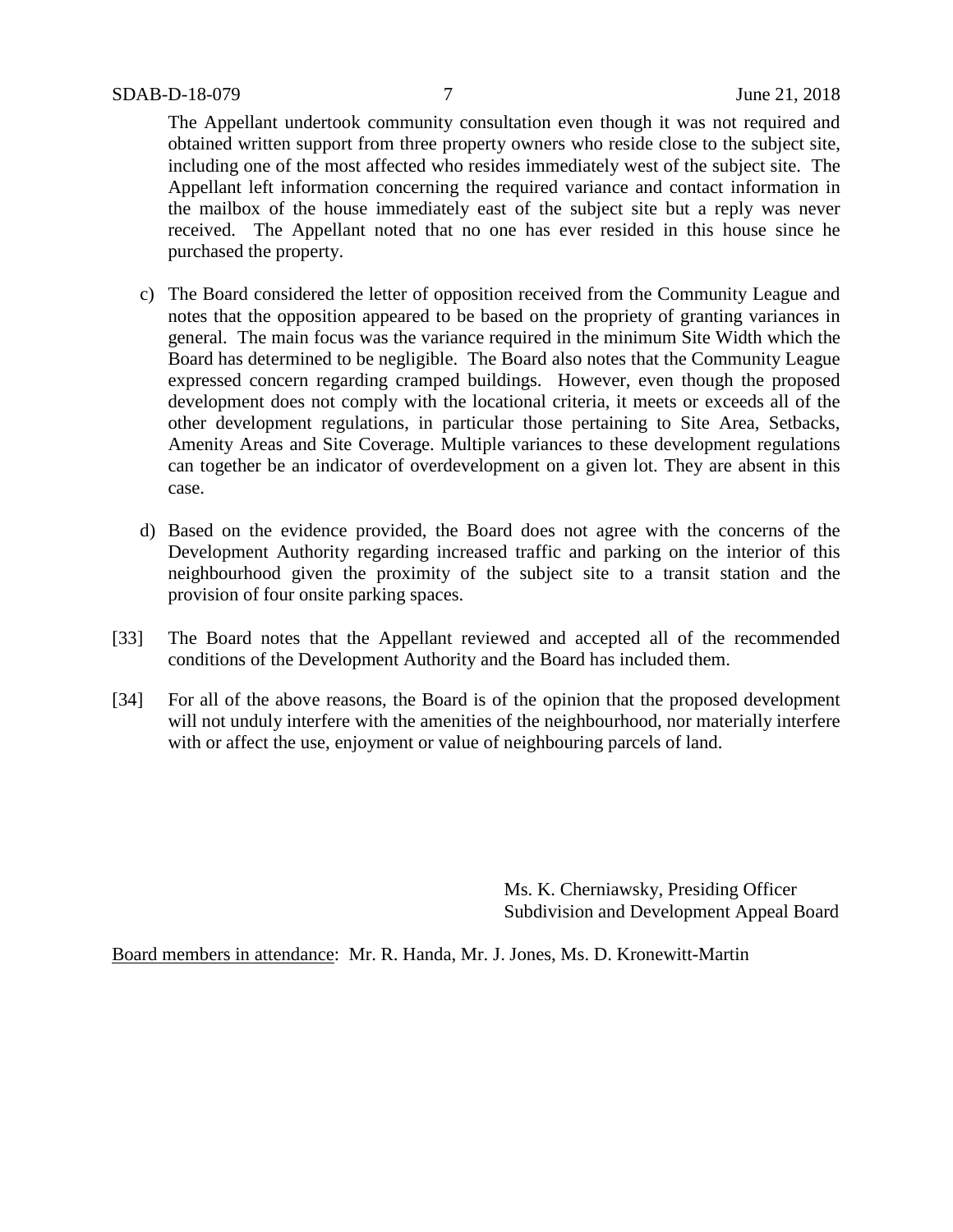The Appellant undertook community consultation even though it was not required and obtained written support from three property owners who reside close to the subject site, including one of the most affected who resides immediately west of the subject site. The Appellant left information concerning the required variance and contact information in the mailbox of the house immediately east of the subject site but a reply was never received. The Appellant noted that no one has ever resided in this house since he purchased the property.

c) The Board considered the letter of opposition received from the Community League and notes that the opposition appeared to be based on the propriety of granting variances in general. The main focus was the variance required in the minimum Site Width which the Board has determined to be negligible. The Board also notes that the Community League expressed concern regarding cramped buildings. However, even though the proposed development does not comply with the locational criteria, it meets or exceeds all of the other development regulations, in particular those pertaining to Site Area, Setbacks, Amenity Areas and Site Coverage. Multiple variances to these development regulations can together be an indicator of overdevelopment on a given lot. They are absent in this case.

d) Based on the evidence provided, the Board does not agree with the concerns of the Development Authority regarding increased traffic and parking on the interior of this neighbourhood given the proximity of the subject site to a transit station and the provision of four onsite parking spaces.

[33] The Board notes that the Appellant reviewed and accepted all of the recommended conditions of the Development Authority and the Board has included them.

[34] For all of the above reasons, the Board is of the opinion that the proposed development will not unduly interfere with the amenities of the neighbourhood, nor materially interfere with or affect the use, enjoyment or value of neighbouring parcels of land.

Ms. K. Cherniawsky, Presiding Officer
Subdivision and Development Appeal Board

Board members in attendance: Mr. R. Handa, Mr. J. Jones, Ms. D. Kronewitt-Martin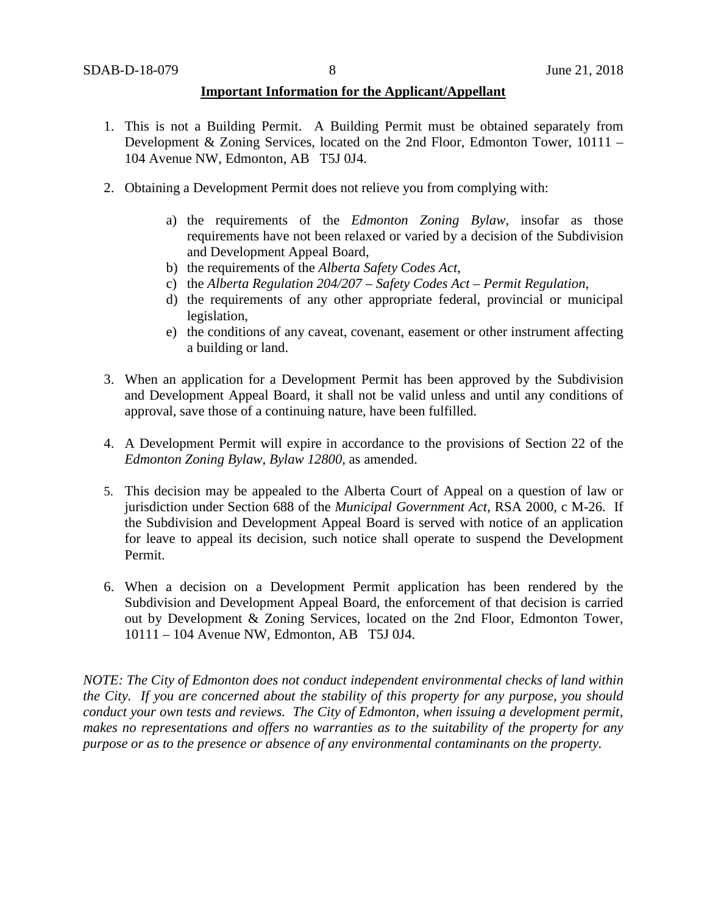**Important Information for the Applicant/Appellant**

1. This is not a Building Permit. A Building Permit must be obtained separately from Development & Zoning Services, located on the 2nd Floor, Edmonton Tower, 10111 – 104 Avenue NW, Edmonton, AB T5J 0J4.

2. Obtaining a Development Permit does not relieve you from complying with:

    a) the requirements of the *Edmonton Zoning Bylaw*, insofar as those requirements have not been relaxed or varied by a decision of the Subdivision and Development Appeal Board,
    b) the requirements of the *Alberta Safety Codes Act*,
    c) the *Alberta Regulation 204/207 – Safety Codes Act – Permit Regulation*,
    d) the requirements of any other appropriate federal, provincial or municipal legislation,
    e) the conditions of any caveat, covenant, easement or other instrument affecting a building or land.

3. When an application for a Development Permit has been approved by the Subdivision and Development Appeal Board, it shall not be valid unless and until any conditions of approval, save those of a continuing nature, have been fulfilled.

4. A Development Permit will expire in accordance to the provisions of Section 22 of the *Edmonton Zoning Bylaw, Bylaw 12800*, as amended.

5. This decision may be appealed to the Alberta Court of Appeal on a question of law or jurisdiction under Section 688 of the *Municipal Government Act*, RSA 2000, c M-26. If the Subdivision and Development Appeal Board is served with notice of an application for leave to appeal its decision, such notice shall operate to suspend the Development Permit.

6. When a decision on a Development Permit application has been rendered by the Subdivision and Development Appeal Board, the enforcement of that decision is carried out by Development & Zoning Services, located on the 2nd Floor, Edmonton Tower, 10111 – 104 Avenue NW, Edmonton, AB T5J 0J4.

*NOTE: The City of Edmonton does not conduct independent environmental checks of land within the City. If you are concerned about the stability of this property for any purpose, you should conduct your own tests and reviews. The City of Edmonton, when issuing a development permit, makes no representations and offers no warranties as to the suitability of the property for any purpose or as to the presence or absence of any environmental contaminants on the property.*